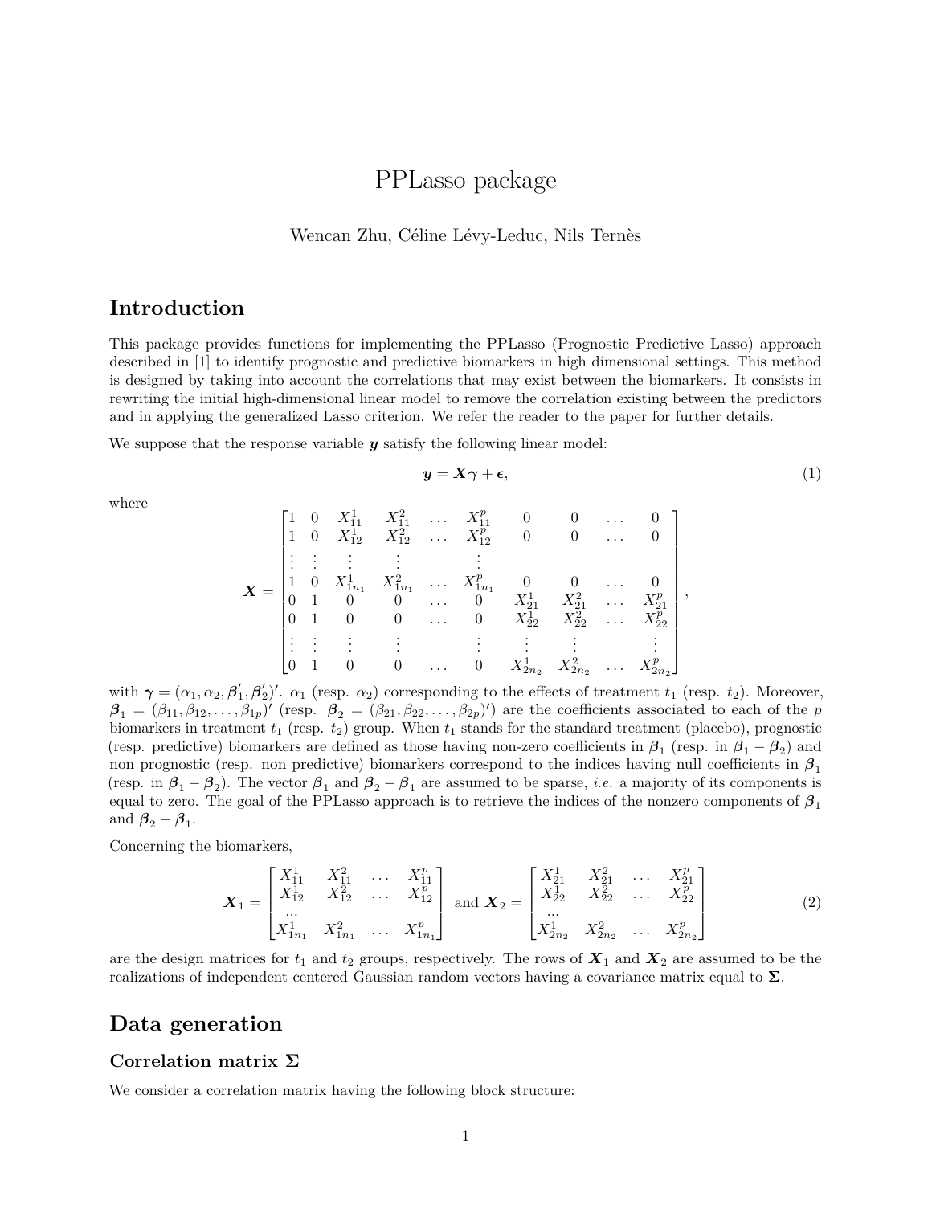# PPLasso package

Wencan Zhu, Céline Lévy-Leduc, Nils Ternès

## Introduction

This package provides functions for implementing the PPLasso (Prognostic Predictive Lasso) approach described in [1] to identify prognostic and predictive biomarkers in high dimensional settings. This method is designed by taking into account the correlations that may exist between the biomarkers. It consists in rewriting the initial high-dimensional linear model to remove the correlation existing between the predictors and in applying the generalized Lasso criterion. We refer the reader to the paper for further details.

We suppose that the response variable $\boldsymbol{y}$ satisfy the following linear model:

$$\boldsymbol{y} = \boldsymbol{X}\boldsymbol{\gamma} + \boldsymbol{\epsilon}, \tag{1}$$

where

$$\boldsymbol{X} = \begin{bmatrix} 1 & 0 & X_{11}^1 & X_{11}^2 & \dots & X_{11}^p & 0 & 0 & \dots & 0 \\ 1 & 0 & X_{12}^1 & X_{12}^2 & \dots & X_{12}^p & 0 & 0 & \dots & 0 \\ \vdots & \vdots & \vdots & \vdots & & \vdots & & & & \\ 1 & 0 & X_{1n_1}^1 & X_{1n_1}^2 & \dots & X_{1n_1}^p & 0 & 0 & \dots & 0 \\ 0 & 1 & 0 & 0 & \dots & 0 & X_{21}^1 & X_{21}^2 & \dots & X_{21}^p \\ 0 & 1 & 0 & 0 & \dots & 0 & X_{22}^1 & X_{22}^2 & \dots & X_{22}^p \\ \vdots & \vdots & \vdots & \vdots & & \vdots & \vdots & \vdots & & \vdots \\ 0 & 1 & 0 & 0 & \dots & 0 & X_{2n_2}^1 & X_{2n_2}^2 & \dots & X_{2n_2}^p \end{bmatrix},$$

with $\boldsymbol{\gamma} = (\alpha_1, \alpha_2, \boldsymbol{\beta}_1', \boldsymbol{\beta}_2')'$. $\alpha_1$ (resp. $\alpha_2$) corresponding to the effects of treatment $t_1$ (resp. $t_2$). Moreover, $\boldsymbol{\beta}_1 = (\beta_{11}, \beta_{12}, \dots, \beta_{1p})'$ (resp. $\boldsymbol{\beta}_2 = (\beta_{21}, \beta_{22}, \dots, \beta_{2p})'$) are the coefficients associated to each of the $p$ biomarkers in treatment $t_1$ (resp. $t_2$) group. When $t_1$ stands for the standard treatment (placebo), prognostic (resp. predictive) biomarkers are defined as those having non-zero coefficients in $\boldsymbol{\beta}_1$ (resp. in $\boldsymbol{\beta}_1 - \boldsymbol{\beta}_2$) and non prognostic (resp. non predictive) biomarkers correspond to the indices having null coefficients in $\boldsymbol{\beta}_1$ (resp. in $\boldsymbol{\beta}_1 - \boldsymbol{\beta}_2$). The vector $\boldsymbol{\beta}_1$ and $\boldsymbol{\beta}_2 - \boldsymbol{\beta}_1$ are assumed to be sparse, *i.e.* a majority of its components is equal to zero. The goal of the PPLasso approach is to retrieve the indices of the nonzero components of $\boldsymbol{\beta}_1$ and $\boldsymbol{\beta}_2 - \boldsymbol{\beta}_1$.

Concerning the biomarkers,

$$\boldsymbol{X}_1 = \begin{bmatrix} X_{11}^1 & X_{11}^2 & \dots & X_{11}^p \\ X_{12}^1 & X_{12}^2 & \dots & X_{12}^p \\ \dots & & & \\ X_{1n_1}^1 & X_{1n_1}^2 & \dots & X_{1n_1}^p \end{bmatrix} \text{ and } \boldsymbol{X}_2 = \begin{bmatrix} X_{21}^1 & X_{21}^2 & \dots & X_{21}^p \\ X_{22}^1 & X_{22}^2 & \dots & X_{22}^p \\ \dots & & & \\ X_{2n_2}^1 & X_{2n_2}^2 & \dots & X_{2n_2}^p \end{bmatrix} \tag{2}$$

are the design matrices for $t_1$ and $t_2$ groups, respectively. The rows of $\boldsymbol{X}_1$ and $\boldsymbol{X}_2$ are assumed to be the realizations of independent centered Gaussian random vectors having a covariance matrix equal to $\boldsymbol{\Sigma}$.

## Data generation

### Correlation matrix $\boldsymbol{\Sigma}$

We consider a correlation matrix having the following block structure: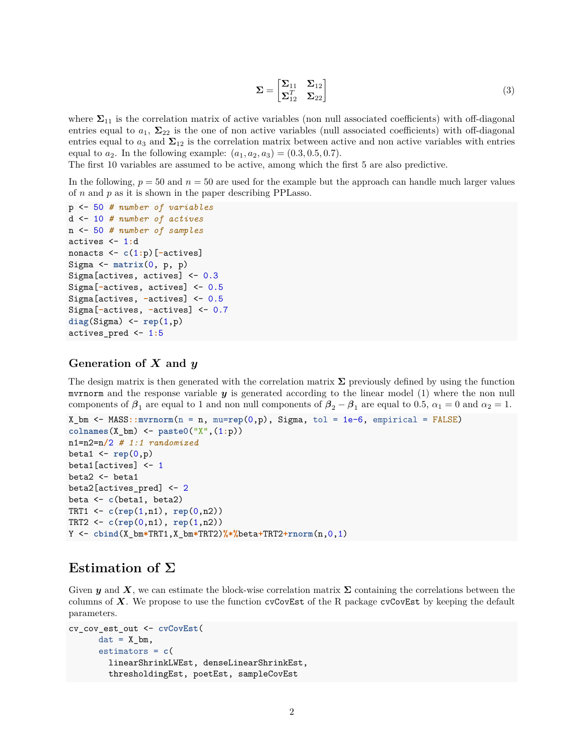$$\boldsymbol{\Sigma} = \begin{bmatrix} \boldsymbol{\Sigma}_{11} & \boldsymbol{\Sigma}_{12} \\ \boldsymbol{\Sigma}_{12}^T & \boldsymbol{\Sigma}_{22} \end{bmatrix} \tag{3}$$

where $\boldsymbol{\Sigma}_{11}$ is the correlation matrix of active variables (non null associated coefficients) with off-diagonal entries equal to $a_1$, $\boldsymbol{\Sigma}_{22}$ is the one of non active variables (null associated coefficients) with off-diagonal entries equal to $a_3$ and $\boldsymbol{\Sigma}_{12}$ is the correlation matrix between active and non active variables with entries equal to $a_2$. In the following example: $(a_1, a_2, a_3) = (0.3, 0.5, 0.7)$.
The first 10 variables are assumed to be active, among which the first 5 are also predictive.

In the following, $p = 50$ and $n = 50$ are used for the example but the approach can handle much larger values of $n$ and $p$ as it is shown in the paper describing PPLasso.

```
p <- 50 # number of variables
d <- 10 # number of actives
n <- 50 # number of samples
actives <- 1:d
nonacts <- c(1:p)[-actives]
Sigma <- matrix(0, p, p)
Sigma[actives, actives] <- 0.3
Sigma[-actives, actives] <- 0.5
Sigma[actives, -actives] <- 0.5
Sigma[-actives, -actives] <- 0.7
diag(Sigma) <- rep(1,p)
actives_pred <- 1:5
```

### Generation of $\boldsymbol{X}$ and $\boldsymbol{y}$

The design matrix is then generated with the correlation matrix $\boldsymbol{\Sigma}$ previously defined by using the function `mvrnorm` and the response variable $\boldsymbol{y}$ is generated according to the linear model (1) where the non null components of $\boldsymbol{\beta}_1$ are equal to 1 and non null components of $\boldsymbol{\beta}_2 - \boldsymbol{\beta}_1$ are equal to 0.5, $\alpha_1 = 0$ and $\alpha_2 = 1$.

```
X_bm <- MASS::mvrnorm(n = n, mu=rep(0,p), Sigma, tol = 1e-6, empirical = FALSE)
colnames(X_bm) <- paste0("X",(1:p))
n1=n2=n/2 # 1:1 randomized
beta1 <- rep(0,p)
beta1[actives] <- 1
beta2 <- beta1
beta2[actives_pred] <- 2
beta <- c(beta1, beta2)
TRT1 <- c(rep(1,n1), rep(0,n2))
TRT2 <- c(rep(0,n1), rep(1,n2))
Y <- cbind(X_bm*TRT1,X_bm*TRT2)%*%beta+TRT2+rnorm(n,0,1)
```

## Estimation of $\boldsymbol{\Sigma}$

Given $\boldsymbol{y}$ and $\boldsymbol{X}$, we can estimate the block-wise correlation matrix $\boldsymbol{\Sigma}$ containing the correlations between the columns of $\boldsymbol{X}$. We propose to use the function `cvCovEst` of the R package `cvCovEst` by keeping the default parameters.

```
cv_cov_est_out <- cvCovEst(
      dat = X_bm,
      estimators = c(
        linearShrinkLWEst, denseLinearShrinkEst,
        thresholdingEst, poetEst, sampleCovEst
```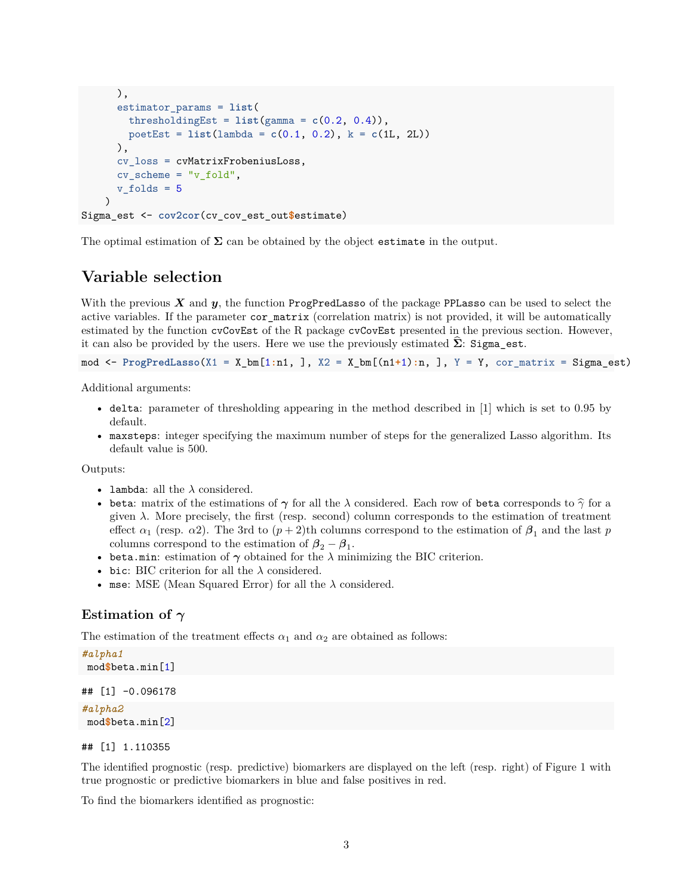```
    ),
    estimator_params = list(
      thresholdingEst = list(gamma = c(0.2, 0.4)),
      poetEst = list(lambda = c(0.1, 0.2), k = c(1L, 2L))
    ),
    cv_loss = cvMatrixFrobeniusLoss,
    cv_scheme = "v_fold",
    v_folds = 5
  )
Sigma_est <- cov2cor(cv_cov_est_out$estimate)
```

The optimal estimation of $\boldsymbol{\Sigma}$ can be obtained by the object `estimate` in the output.

## Variable selection

With the previous $\boldsymbol{X}$ and $\boldsymbol{y}$, the function `ProgPredLasso` of the package `PPLasso` can be used to select the active variables. If the parameter `cor_matrix` (correlation matrix) is not provided, it will be automatically estimated by the function `cvCovEst` of the R package `cvCovEst` presented in the previous section. However, it can also be provided by the users. Here we use the previously estimated $\widehat{\boldsymbol{\Sigma}}$: `Sigma_est`.

```
mod <- ProgPredLasso(X1 = X_bm[1:n1, ], X2 = X_bm[(n1+1):n, ], Y = Y, cor_matrix = Sigma_est)
```

Additional arguments:

- `delta`: parameter of thresholding appearing in the method described in [1] which is set to 0.95 by default.
- `maxsteps`: integer specifying the maximum number of steps for the generalized Lasso algorithm. Its default value is 500.

Outputs:

- `lambda`: all the $\lambda$ considered.
- `beta`: matrix of the estimations of $\boldsymbol{\gamma}$ for all the $\lambda$ considered. Each row of `beta` corresponds to $\widehat{\gamma}$ for a given $\lambda$. More precisely, the first (resp. second) column corresponds to the estimation of treatment effect $\alpha_1$ (resp. $\alpha 2$). The 3rd to $(p+2)$th columns correspond to the estimation of $\boldsymbol{\beta}_1$ and the last $p$ columns correspond to the estimation of $\boldsymbol{\beta}_2 - \boldsymbol{\beta}_1$.
- `beta.min`: estimation of $\boldsymbol{\gamma}$ obtained for the $\lambda$ minimizing the BIC criterion.
- `bic`: BIC criterion for all the $\lambda$ considered.
- `mse`: MSE (Mean Squared Error) for all the $\lambda$ considered.

### Estimation of $\boldsymbol{\gamma}$

The estimation of the treatment effects $\alpha_1$ and $\alpha_2$ are obtained as follows:

```
#alpha1
mod$beta.min[1]
```

```
## [1] -0.096178
```

```
#alpha2
mod$beta.min[2]
```

```
## [1] 1.110355
```

The identified prognostic (resp. predictive) biomarkers are displayed on the left (resp. right) of Figure 1 with true prognostic or predictive biomarkers in blue and false positives in red.

To find the biomarkers identified as prognostic: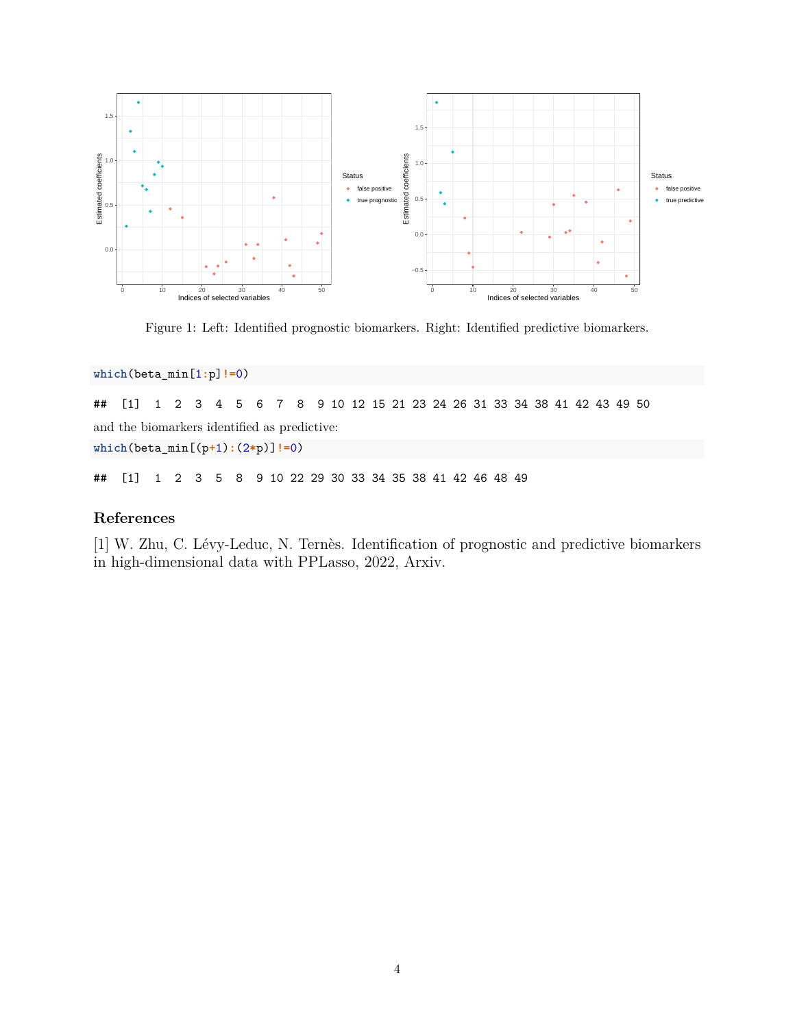Estimated coefficients

1.5

1.0

0.5

0.0

0 10 20 30 40 50

Indices of selected variables

Status

false positive

true prognostic

Estimated coefficients

1.5

1.0

0.5

0.0

−0.5

0 10 20 30 40 50

Indices of selected variables

Status

false positive

true predictive

Figure 1: Left: Identified prognostic biomarkers. Right: Identified predictive biomarkers.

```
which(beta_min[1:p]!=0)
```

```
##  [1]  1  2  3  4  5  6  7  8  9 10 12 15 21 23 24 26 31 33 34 38 41 42 43 49 50
```

and the biomarkers identified as predictive:

```
which(beta_min[(p+1):(2*p)]!=0)
```

```
##  [1]  1  2  3  5  8  9 10 22 29 30 33 34 35 38 41 42 46 48 49
```

### References

[1] W. Zhu, C. Lévy-Leduc, N. Ternès. Identification of prognostic and predictive biomarkers in high-dimensional data with PPLasso, 2022, Arxiv.